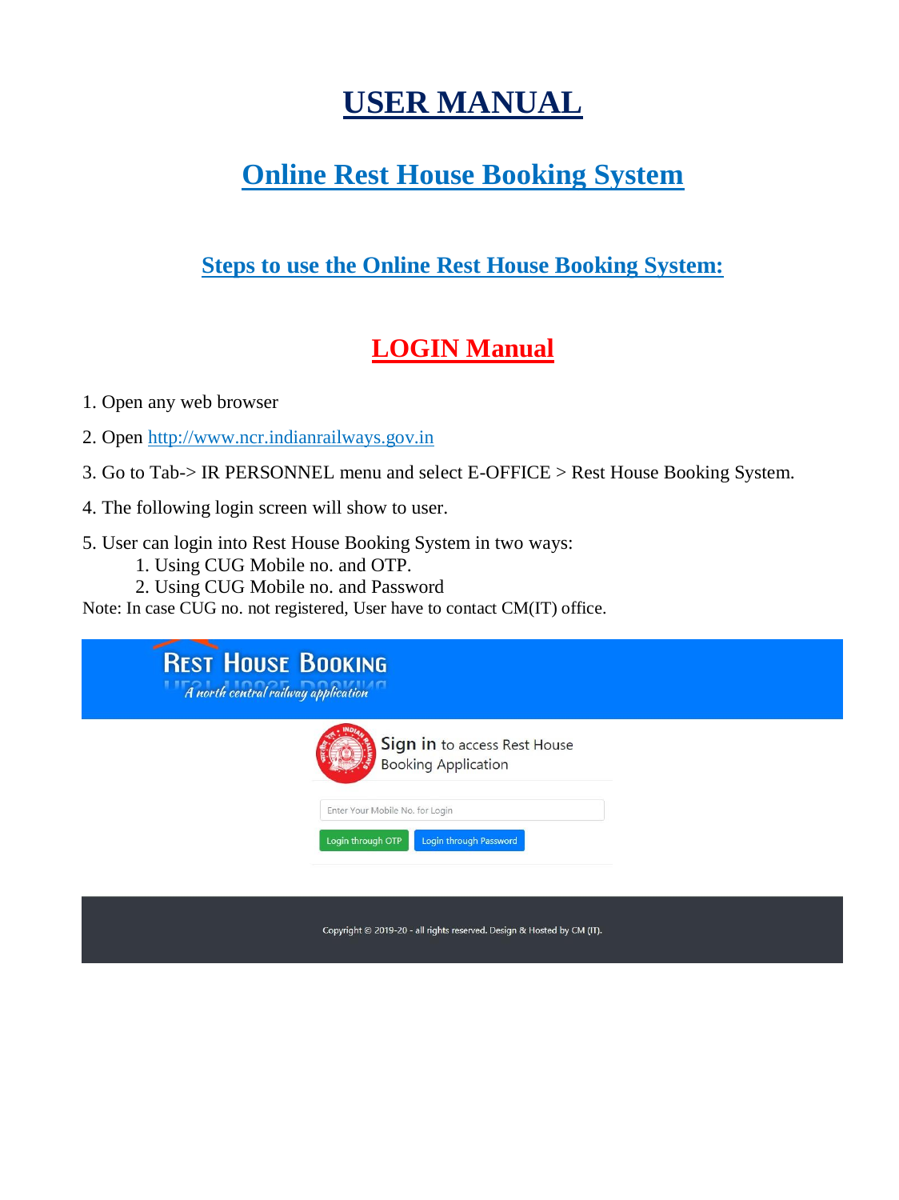# USER MANUAL

## Online Rest House Booking System

### Steps to use the Online Rest House Booking System:

## LOGIN Manual

1. Open any web browser
2. Open http://www.ncr.indianrailways.gov.in
3. Go to Tab-> IR PERSONNEL menu and select E-OFFICE > Rest House Booking System.
4. The following login screen will show to user.
5. User can login into Rest House Booking System in two ways:
    1. Using CUG Mobile no. and OTP.
    2. Using CUG Mobile no. and Password

Note: In case CUG no. not registered, User have to contact CM(IT) office.

REST HOUSE BOOKING
*A north central railway application*

**Sign in** to access Rest House Booking Application

Enter Your Mobile No. for Login

Login through OTP | Login through Password

Copyright © 2019-20 - all rights reserved. Design & Hosted by CM (IT).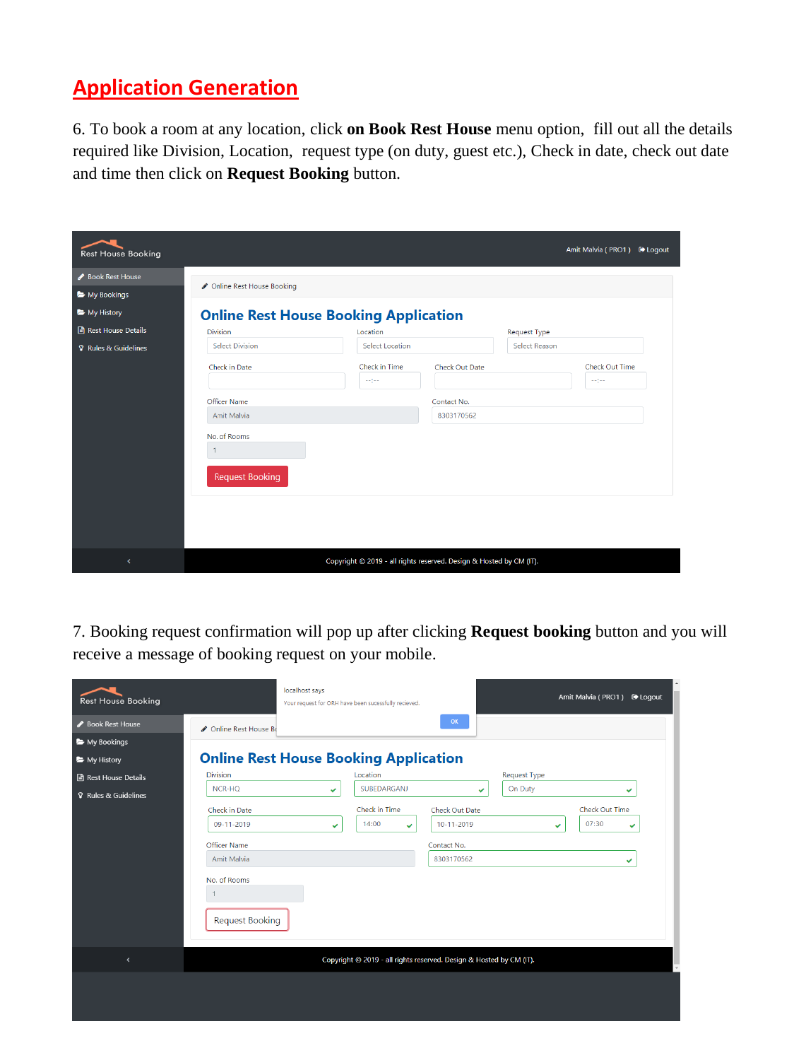## Application Generation

6. To book a room at any location, click **on Book Rest House** menu option, fill out all the details required like Division, Location, request type (on duty, guest etc.), Check in date, check out date and time then click on **Request Booking** button.

7. Booking request confirmation will pop up after clicking **Request booking** button and you will receive a message of booking request on your mobile.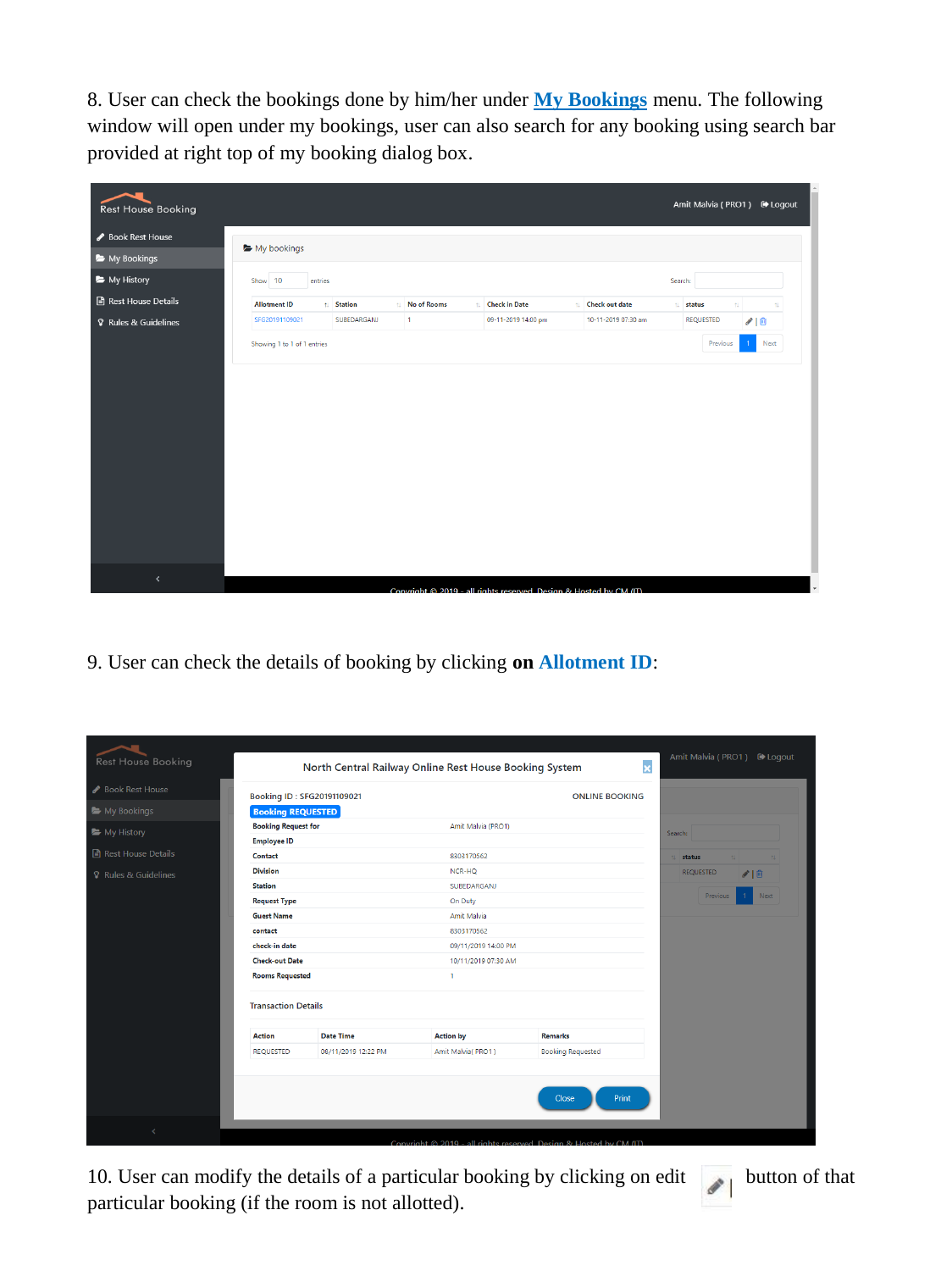8. User can check the bookings done by him/her under **My Bookings** menu. The following window will open under my bookings, user can also search for any booking using search bar provided at right top of my booking dialog box.

9. User can check the details of booking by clicking **on Allotment ID**:

10. User can modify the details of a particular booking by clicking on edit button of that particular booking (if the room is not allotted).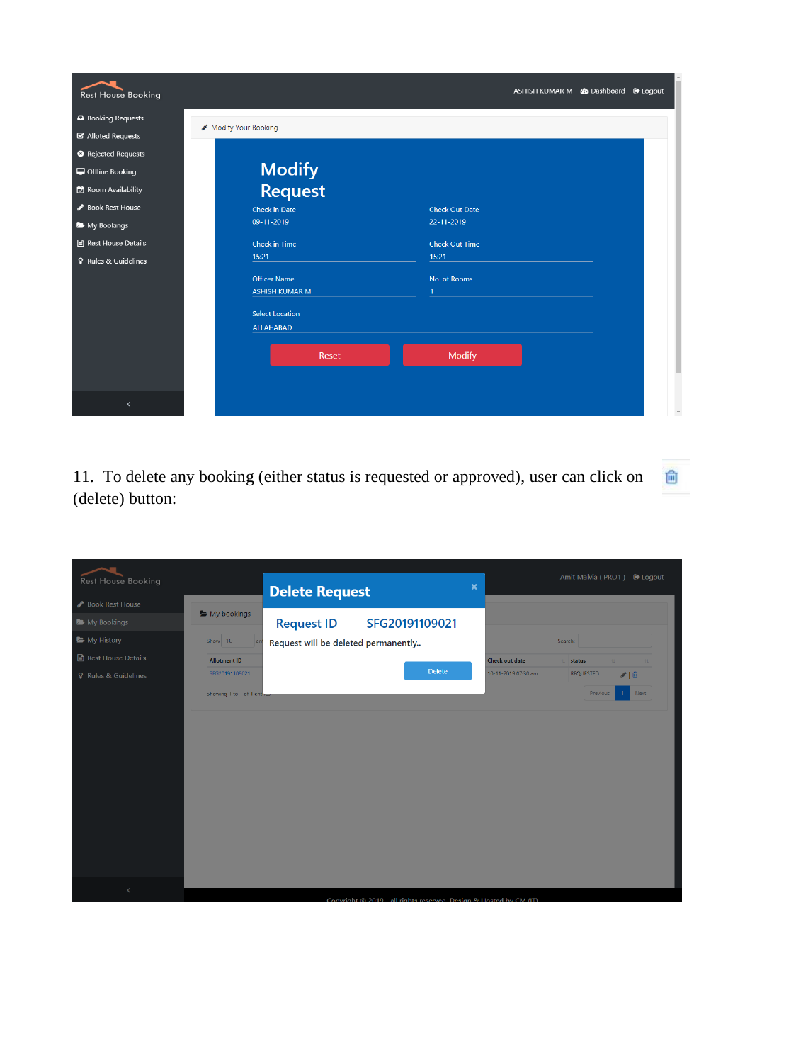11. To delete any booking (either status is requested or approved), user can click on (delete) button: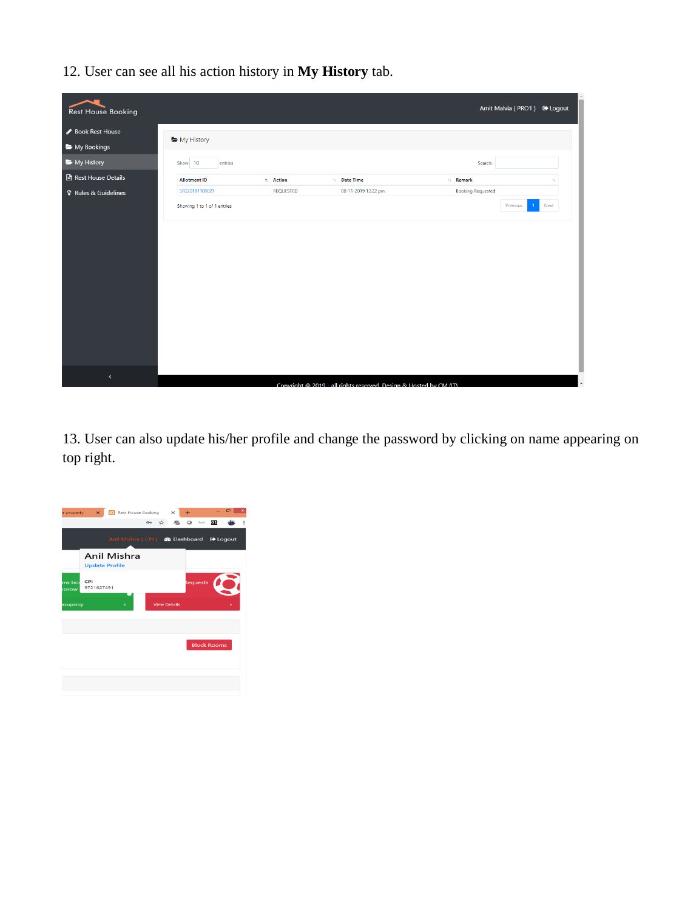12. User can see all his action history in **My History** tab.

13. User can also update his/her profile and change the password by clicking on name appearing on top right.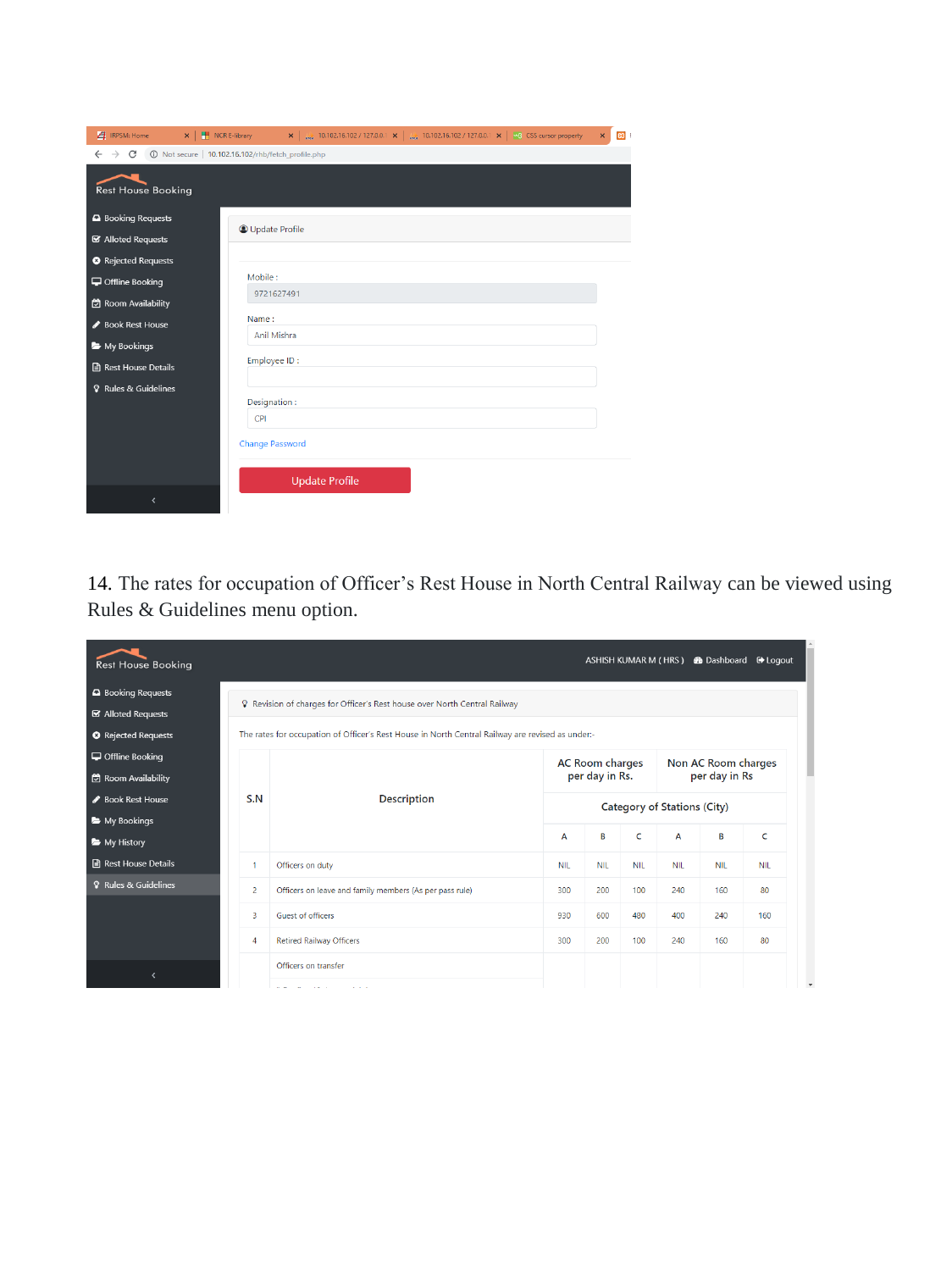Rest House Booking

- Booking Requests
- Alloted Requests
- Rejected Requests
- Offline Booking
- Room Availability
- Book Rest House
- My Bookings
- Rest House Details
- Rules & Guidelines

Update Profile

Mobile :
9721627491

Name :
Anil Mishra

Employee ID :

Designation :
CPI

Change Password

Update Profile

14. The rates for occupation of Officer's Rest House in North Central Railway can be viewed using Rules & Guidelines menu option.

Rest House Booking

ASHISH KUMAR M ( HRS ) Dashboard Logout

- Booking Requests
- Alloted Requests
- Rejected Requests
- Offline Booking
- Room Availability
- Book Rest House
- My Bookings
- My History
- Rest House Details
- Rules & Guidelines

Revision of charges for Officer's Rest house over North Central Railway

The rates for occupation of Officer's Rest House in North Central Railway are revised as under:-

| S.N | Description | AC Room charges per day in Rs. | | | Non AC Room charges per day in Rs | | |
|---|---|---|---|---|---|---|---|
| | | Category of Stations (City) | | | | | |
| | | A | B | C | A | B | C |
| 1 | Officers on duty | NIL | NIL | NIL | NIL | NIL | NIL |
| 2 | Officers on leave and family members (As per pass rule) | 300 | 200 | 100 | 240 | 160 | 80 |
| 3 | Guest of officers | 930 | 600 | 480 | 400 | 240 | 160 |
| 4 | Retired Railway Officers | 300 | 200 | 100 | 240 | 160 | 80 |
| | Officers on transfer | | | | | | |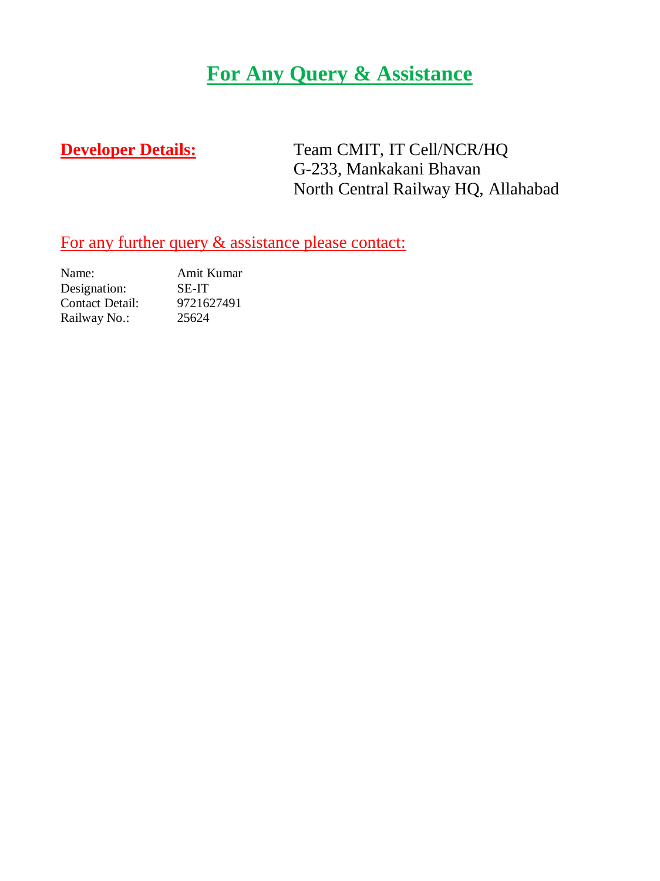# For Any Query & Assistance

**Developer Details:**

Team CMIT, IT Cell/NCR/HQ
G-233, Mankakani Bhavan
North Central Railway HQ, Allahabad

For any further query & assistance please contact:

| | |
|---|---|
| Name: | Amit Kumar |
| Designation: | SE-IT |
| Contact Detail: | 9721627491 |
| Railway No.: | 25624 |